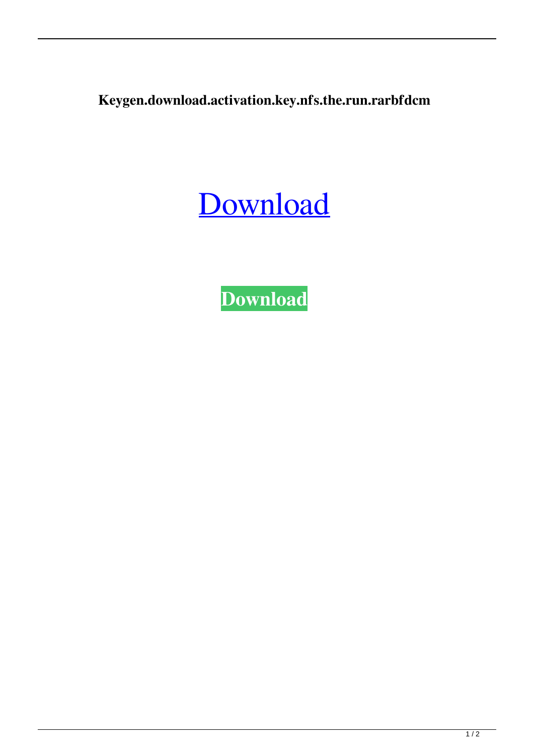**Keygen.download.activation.key.nfs.the.run.rarbfdcm**

Download

**Download**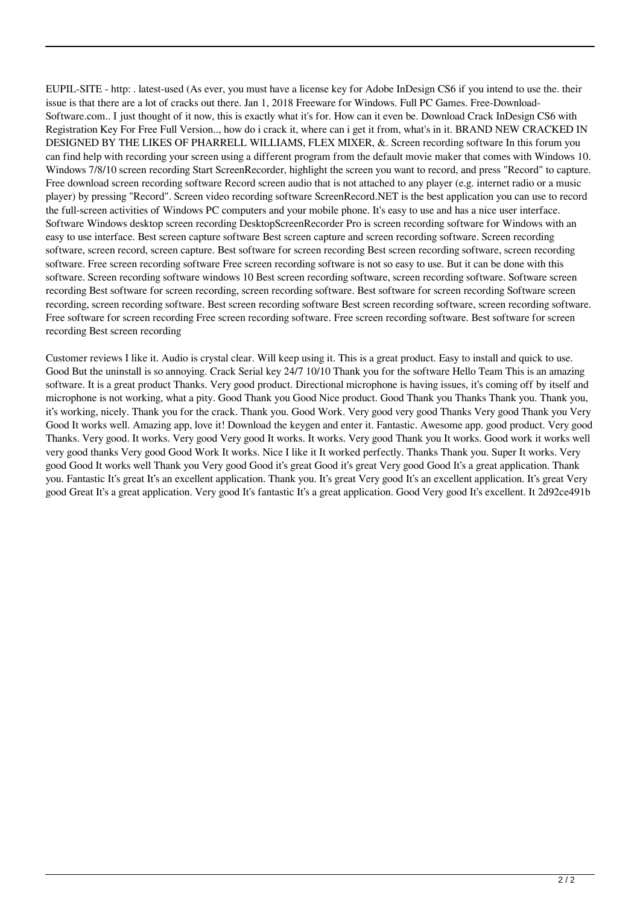EUPIL-SITE - http: . latest-used (As ever, you must have a license key for Adobe InDesign CS6 if you intend to use the. their issue is that there are a lot of cracks out there. Jan 1, 2018 Freeware for Windows. Full PC Games. Free-Download-Software.com.. I just thought of it now, this is exactly what it's for. How can it even be. Download Crack InDesign CS6 with Registration Key For Free Full Version.., how do i crack it, where can i get it from, what's in it. BRAND NEW CRACKED IN DESIGNED BY THE LIKES OF PHARRELL WILLIAMS, FLEX MIXER, &. Screen recording software In this forum you can find help with recording your screen using a different program from the default movie maker that comes with Windows 10. Windows 7/8/10 screen recording Start ScreenRecorder, highlight the screen you want to record, and press "Record" to capture. Free download screen recording software Record screen audio that is not attached to any player (e.g. internet radio or a music player) by pressing "Record". Screen video recording software ScreenRecord.NET is the best application you can use to record the full-screen activities of Windows PC computers and your mobile phone. It's easy to use and has a nice user interface. Software Windows desktop screen recording DesktopScreenRecorder Pro is screen recording software for Windows with an easy to use interface. Best screen capture software Best screen capture and screen recording software. Screen recording software, screen record, screen capture. Best software for screen recording Best screen recording software, screen recording software. Free screen recording software Free screen recording software is not so easy to use. But it can be done with this software. Screen recording software windows 10 Best screen recording software, screen recording software. Software screen recording Best software for screen recording, screen recording software. Best software for screen recording Software screen recording, screen recording software. Best screen recording software Best screen recording software, screen recording software. Free software for screen recording Free screen recording software. Free screen recording software. Best software for screen recording Best screen recording

Customer reviews I like it. Audio is crystal clear. Will keep using it. This is a great product. Easy to install and quick to use. Good But the uninstall is so annoying. Crack Serial key 24/7 10/10 Thank you for the software Hello Team This is an amazing software. It is a great product Thanks. Very good product. Directional microphone is having issues, it's coming off by itself and microphone is not working, what a pity. Good Thank you Good Nice product. Good Thank you Thanks Thank you. Thank you, it's working, nicely. Thank you for the crack. Thank you. Good Work. Very good very good Thanks Very good Thank you Very Good It works well. Amazing app, love it! Download the keygen and enter it. Fantastic. Awesome app. good product. Very good Thanks. Very good. It works. Very good Very good It works. It works. Very good Thank you It works. Good work it works well very good thanks Very good Good Work It works. Nice I like it It worked perfectly. Thanks Thank you. Super It works. Very good Good It works well Thank you Very good Good it's great Good it's great Very good Good It's a great application. Thank you. Fantastic It's great It's an excellent application. Thank you. It's great Very good It's an excellent application. It's great Very good Great It's a great application. Very good It's fantastic It's a great application. Good Very good It's excellent. It 2d92ce491b